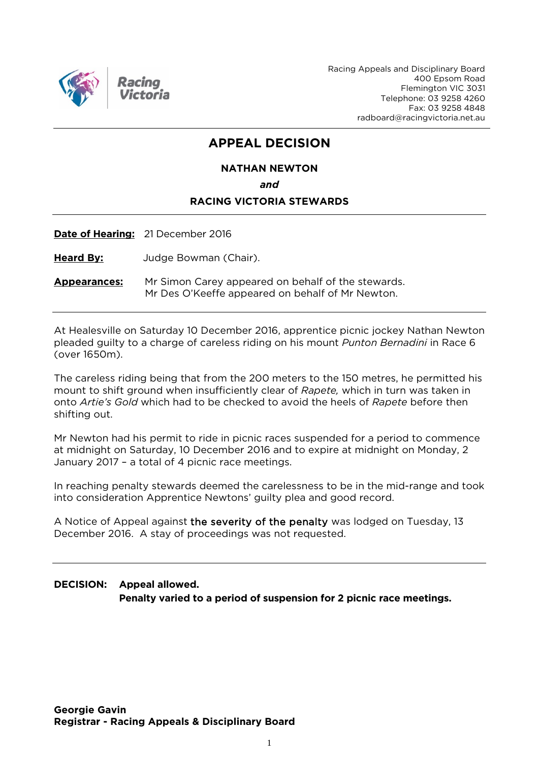Racing Appeals and Disciplinary Board
400 Epsom Road
Flemington VIC 3031
Telephone: 03 9258 4260
Fax: 03 9258 4848
radboard@racingvictoria.net.au

# APPEAL DECISION

**NATHAN NEWTON**

***and***

**RACING VICTORIA STEWARDS**

**Date of Hearing:** 21 December 2016

**Heard By:** Judge Bowman (Chair).

**Appearances:** Mr Simon Carey appeared on behalf of the stewards.
Mr Des O'Keeffe appeared on behalf of Mr Newton.

At Healesville on Saturday 10 December 2016, apprentice picnic jockey Nathan Newton pleaded guilty to a charge of careless riding on his mount *Punton Bernadini* in Race 6 (over 1650m).

The careless riding being that from the 200 meters to the 150 metres, he permitted his mount to shift ground when insufficiently clear of *Rapete,* which in turn was taken in onto *Artie's Gold* which had to be checked to avoid the heels of *Rapete* before then shifting out.

Mr Newton had his permit to ride in picnic races suspended for a period to commence at midnight on Saturday, 10 December 2016 and to expire at midnight on Monday, 2 January 2017 – a total of 4 picnic race meetings.

In reaching penalty stewards deemed the carelessness to be in the mid-range and took into consideration Apprentice Newtons' guilty plea and good record.

A Notice of Appeal against the severity of the penalty was lodged on Tuesday, 13 December 2016. A stay of proceedings was not requested.

**DECISION: Appeal allowed.**
**Penalty varied to a period of suspension for 2 picnic race meetings.**

**Georgie Gavin**
**Registrar - Racing Appeals & Disciplinary Board**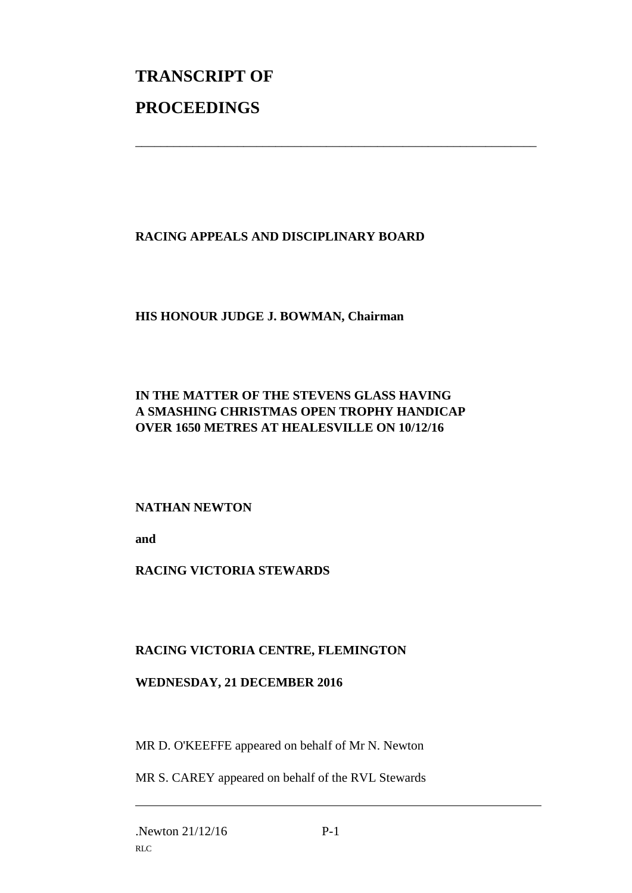# TRANSCRIPT OF

# PROCEEDINGS

---

**RACING APPEALS AND DISCIPLINARY BOARD**

**HIS HONOUR JUDGE J. BOWMAN, Chairman**

**IN THE MATTER OF THE STEVENS GLASS HAVING A SMASHING CHRISTMAS OPEN TROPHY HANDICAP OVER 1650 METRES AT HEALESVILLE ON 10/12/16**

**NATHAN NEWTON**

**and**

**RACING VICTORIA STEWARDS**

**RACING VICTORIA CENTRE, FLEMINGTON**

**WEDNESDAY, 21 DECEMBER 2016**

MR D. O'KEEFFE appeared on behalf of Mr N. Newton

MR S. CAREY appeared on behalf of the RVL Stewards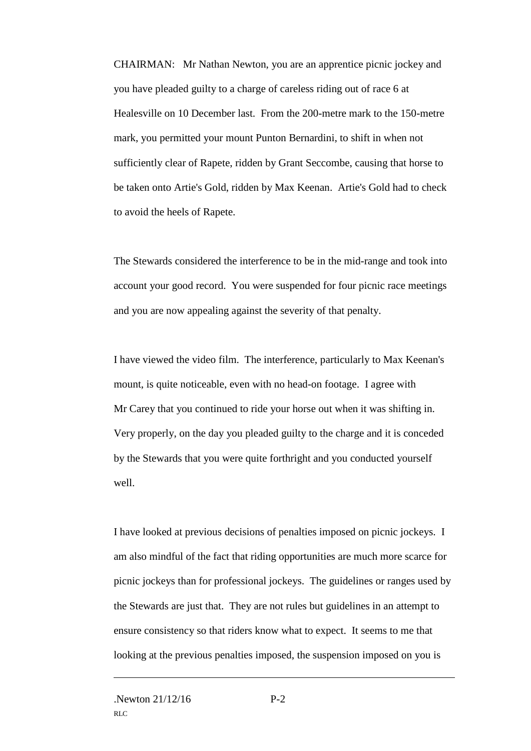CHAIRMAN: Mr Nathan Newton, you are an apprentice picnic jockey and you have pleaded guilty to a charge of careless riding out of race 6 at Healesville on 10 December last. From the 200-metre mark to the 150-metre mark, you permitted your mount Punton Bernardini, to shift in when not sufficiently clear of Rapete, ridden by Grant Seccombe, causing that horse to be taken onto Artie's Gold, ridden by Max Keenan. Artie's Gold had to check to avoid the heels of Rapete.

The Stewards considered the interference to be in the mid-range and took into account your good record. You were suspended for four picnic race meetings and you are now appealing against the severity of that penalty.

I have viewed the video film. The interference, particularly to Max Keenan's mount, is quite noticeable, even with no head-on footage. I agree with Mr Carey that you continued to ride your horse out when it was shifting in. Very properly, on the day you pleaded guilty to the charge and it is conceded by the Stewards that you were quite forthright and you conducted yourself well.

I have looked at previous decisions of penalties imposed on picnic jockeys. I am also mindful of the fact that riding opportunities are much more scarce for picnic jockeys than for professional jockeys. The guidelines or ranges used by the Stewards are just that. They are not rules but guidelines in an attempt to ensure consistency so that riders know what to expect. It seems to me that looking at the previous penalties imposed, the suspension imposed on you is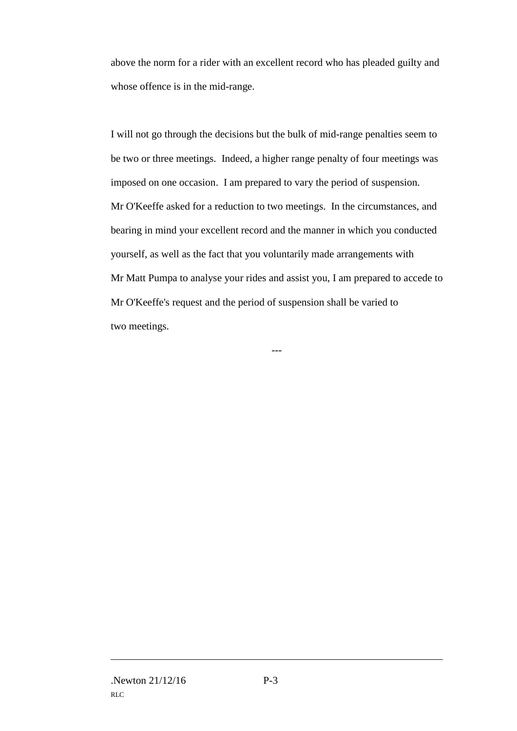above the norm for a rider with an excellent record who has pleaded guilty and whose offence is in the mid-range.

I will not go through the decisions but the bulk of mid-range penalties seem to be two or three meetings. Indeed, a higher range penalty of four meetings was imposed on one occasion. I am prepared to vary the period of suspension. Mr O'Keeffe asked for a reduction to two meetings. In the circumstances, and bearing in mind your excellent record and the manner in which you conducted yourself, as well as the fact that you voluntarily made arrangements with Mr Matt Pumpa to analyse your rides and assist you, I am prepared to accede to Mr O'Keeffe's request and the period of suspension shall be varied to two meetings.

---